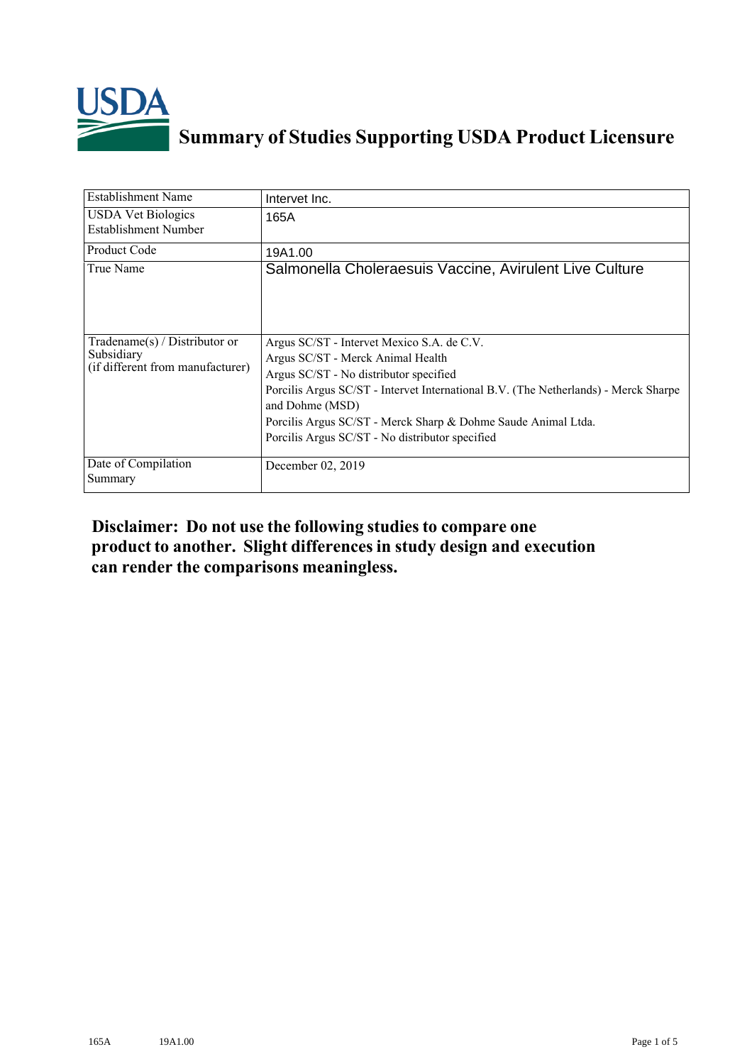# Summary of Studies Supporting USDA Product Licensure

| | |
|---|---|
| Establishment Name | Intervet Inc. |
| USDA Vet Biologics Establishment Number | 165A |
| Product Code | 19A1.00 |
| True Name | Salmonella Choleraesuis Vaccine, Avirulent Live Culture |
| Tradename(s) / Distributor or Subsidiary (if different from manufacturer) | Argus SC/ST - Intervet Mexico S.A. de C.V.<br>Argus SC/ST - Merck Animal Health<br>Argus SC/ST - No distributor specified<br>Porcilis Argus SC/ST - Intervet International B.V. (The Netherlands) - Merck Sharpe and Dohme (MSD)<br>Porcilis Argus SC/ST - Merck Sharp & Dohme Saude Animal Ltda.<br>Porcilis Argus SC/ST - No distributor specified |
| Date of Compilation Summary | December 02, 2019 |

## Disclaimer: Do not use the following studies to compare one product to another. Slight differences in study design and execution can render the comparisons meaningless.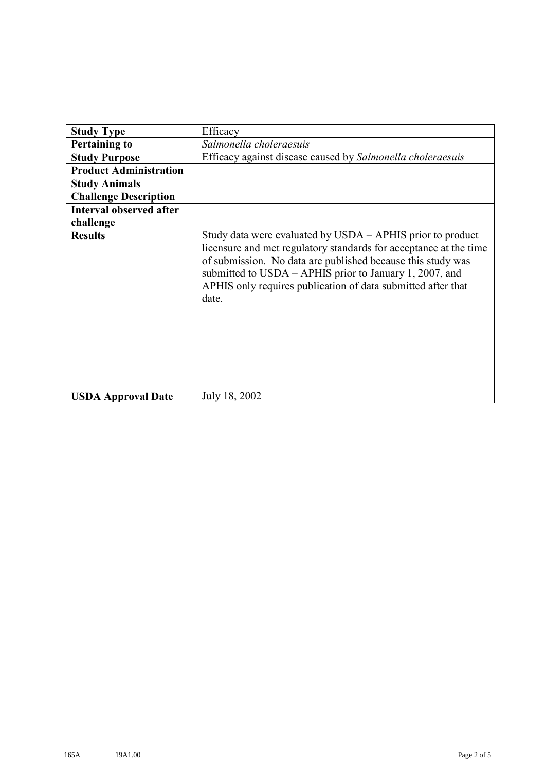| **Study Type** | Efficacy |
| --- | --- |
| **Pertaining to** | *Salmonella choleraesuis* |
| **Study Purpose** | Efficacy against disease caused by *Salmonella choleraesuis* |
| **Product Administration** | |
| **Study Animals** | |
| **Challenge Description** | |
| **Interval observed after challenge** | |
| **Results** | Study data were evaluated by USDA – APHIS prior to product licensure and met regulatory standards for acceptance at the time of submission. No data are published because this study was submitted to USDA – APHIS prior to January 1, 2007, and APHIS only requires publication of data submitted after that date. |
| **USDA Approval Date** | July 18, 2002 |

165A 19A1.00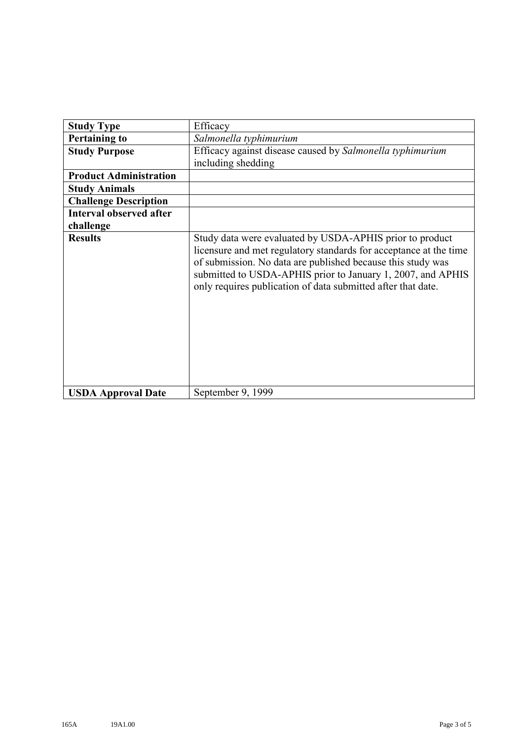| **Study Type** | Efficacy |
|---|---|
| **Pertaining to** | *Salmonella typhimurium* |
| **Study Purpose** | Efficacy against disease caused by *Salmonella typhimurium* including shedding |
| **Product Administration** | |
| **Study Animals** | |
| **Challenge Description** | |
| **Interval observed after challenge** | |
| **Results** | Study data were evaluated by USDA-APHIS prior to product licensure and met regulatory standards for acceptance at the time of submission. No data are published because this study was submitted to USDA-APHIS prior to January 1, 2007, and APHIS only requires publication of data submitted after that date. |
| **USDA Approval Date** | September 9, 1999 |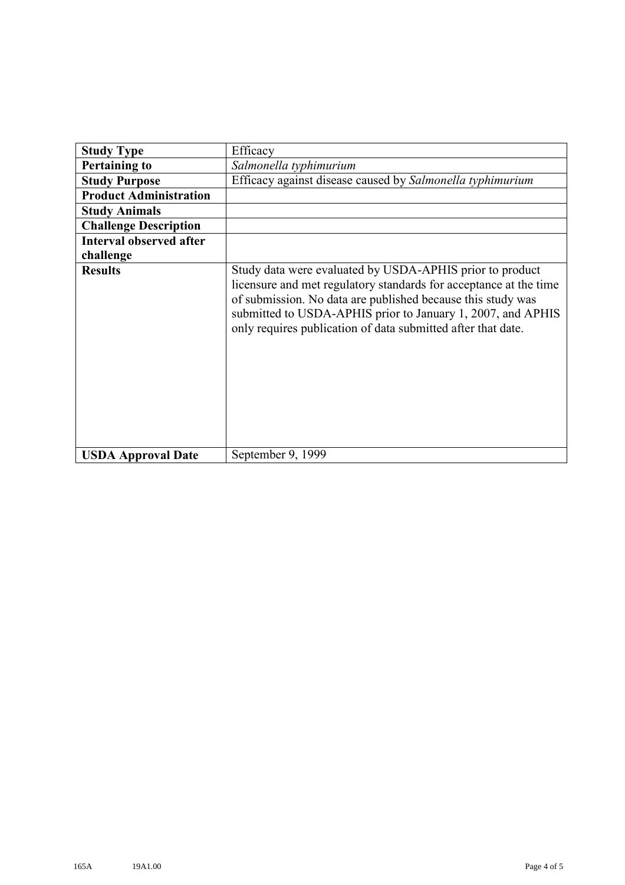| **Study Type** | Efficacy |
|---|---|
| **Pertaining to** | *Salmonella typhimurium* |
| **Study Purpose** | Efficacy against disease caused by *Salmonella typhimurium* |
| **Product Administration** | |
| **Study Animals** | |
| **Challenge Description** | |
| **Interval observed after challenge** | |
| **Results** | Study data were evaluated by USDA-APHIS prior to product licensure and met regulatory standards for acceptance at the time of submission. No data are published because this study was submitted to USDA-APHIS prior to January 1, 2007, and APHIS only requires publication of data submitted after that date. |
| **USDA Approval Date** | September 9, 1999 |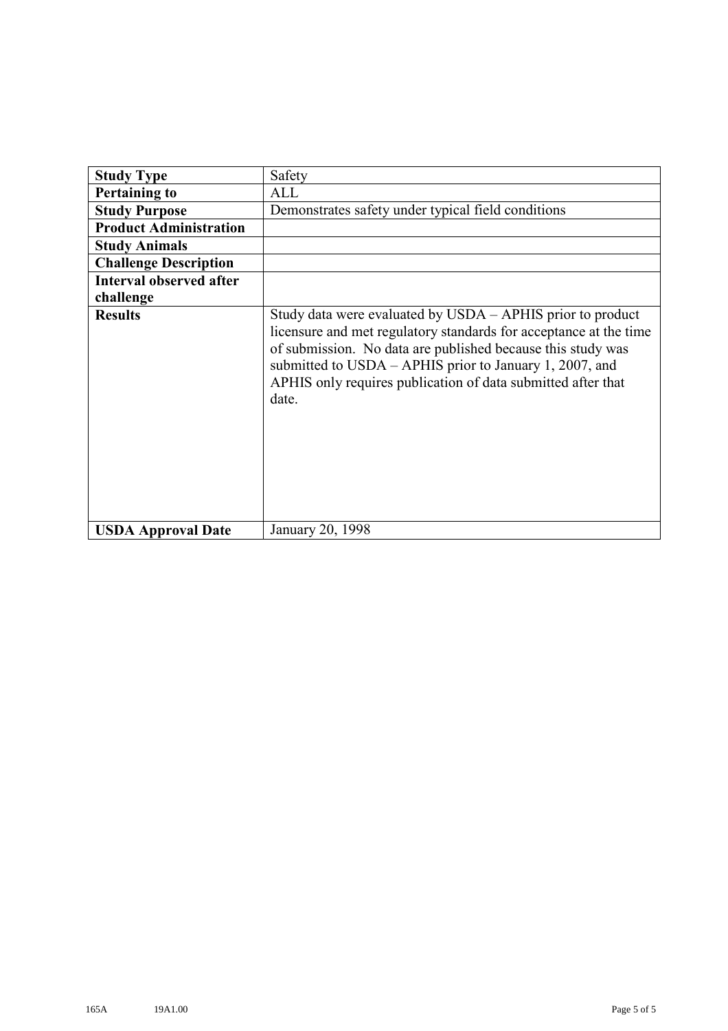| | |
|---|---|
| **Study Type** | Safety |
| **Pertaining to** | ALL |
| **Study Purpose** | Demonstrates safety under typical field conditions |
| **Product Administration** | |
| **Study Animals** | |
| **Challenge Description** | |
| **Interval observed after challenge** | |
| **Results** | Study data were evaluated by USDA – APHIS prior to product licensure and met regulatory standards for acceptance at the time of submission. No data are published because this study was submitted to USDA – APHIS prior to January 1, 2007, and APHIS only requires publication of data submitted after that date. |
| **USDA Approval Date** | January 20, 1998 |

165A 19A1.00